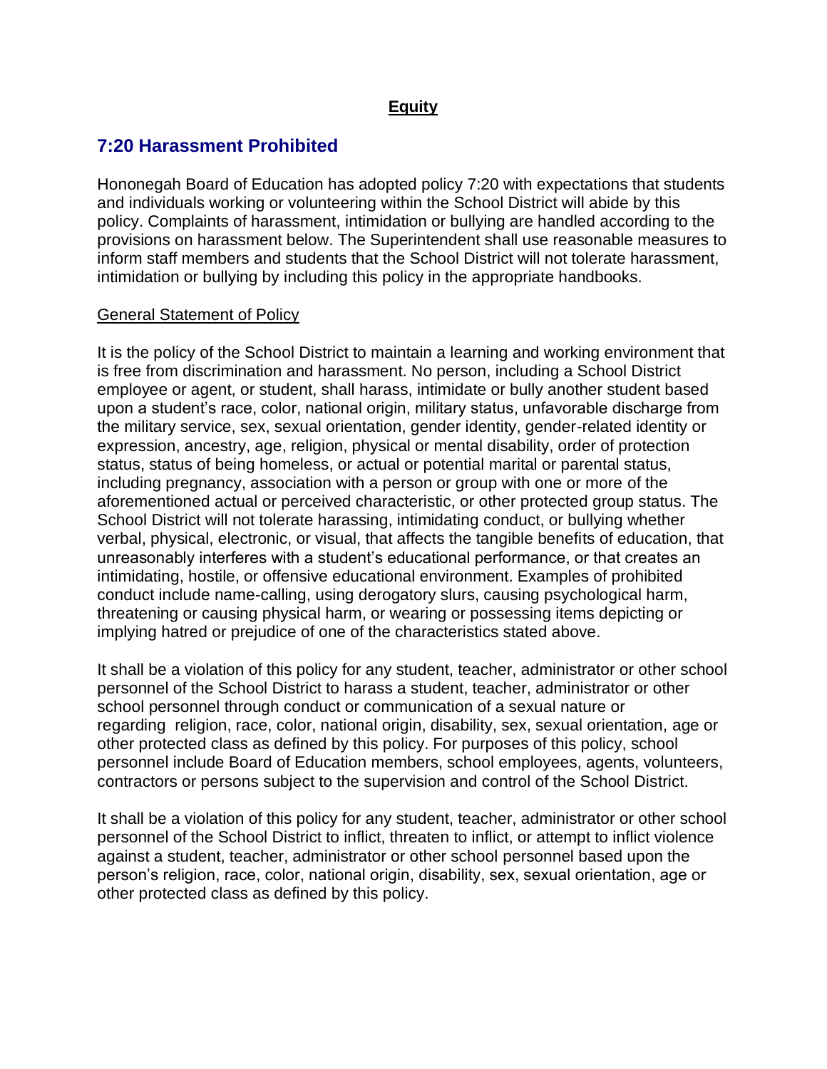## **Equity**

## 7:20 Harassment Prohibited

Hononegah Board of Education has adopted policy 7:20 with expectations that students and individuals working or volunteering within the School District will abide by this policy. Complaints of harassment, intimidation or bullying are handled according to the provisions on harassment below. The Superintendent shall use reasonable measures to inform staff members and students that the School District will not tolerate harassment, intimidation or bullying by including this policy in the appropriate handbooks.

### General Statement of Policy

It is the policy of the School District to maintain a learning and working environment that is free from discrimination and harassment. No person, including a School District employee or agent, or student, shall harass, intimidate or bully another student based upon a student's race, color, national origin, military status, unfavorable discharge from the military service, sex, sexual orientation, gender identity, gender-related identity or expression, ancestry, age, religion, physical or mental disability, order of protection status, status of being homeless, or actual or potential marital or parental status, including pregnancy, association with a person or group with one or more of the aforementioned actual or perceived characteristic, or other protected group status. The School District will not tolerate harassing, intimidating conduct, or bullying whether verbal, physical, electronic, or visual, that affects the tangible benefits of education, that unreasonably interferes with a student's educational performance, or that creates an intimidating, hostile, or offensive educational environment. Examples of prohibited conduct include name-calling, using derogatory slurs, causing psychological harm, threatening or causing physical harm, or wearing or possessing items depicting or implying hatred or prejudice of one of the characteristics stated above.

It shall be a violation of this policy for any student, teacher, administrator or other school personnel of the School District to harass a student, teacher, administrator or other school personnel through conduct or communication of a sexual nature or regarding religion, race, color, national origin, disability, sex, sexual orientation, age or other protected class as defined by this policy. For purposes of this policy, school personnel include Board of Education members, school employees, agents, volunteers, contractors or persons subject to the supervision and control of the School District.

It shall be a violation of this policy for any student, teacher, administrator or other school personnel of the School District to inflict, threaten to inflict, or attempt to inflict violence against a student, teacher, administrator or other school personnel based upon the person's religion, race, color, national origin, disability, sex, sexual orientation, age or other protected class as defined by this policy.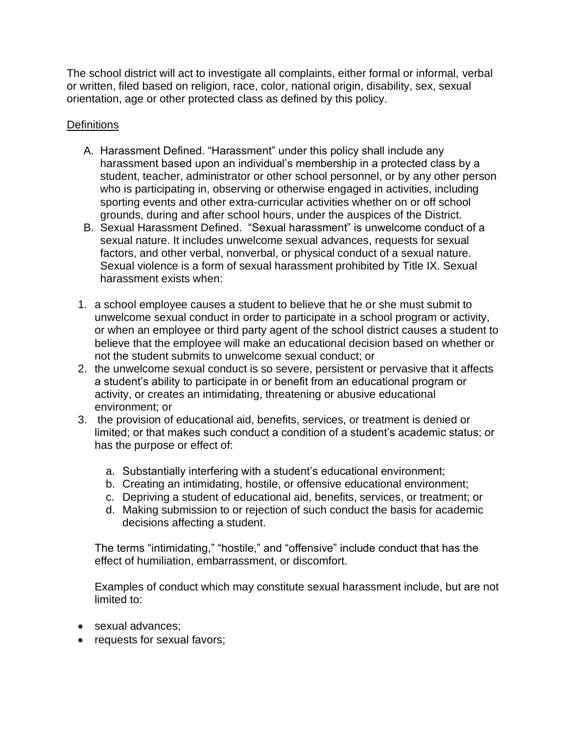The school district will act to investigate all complaints, either formal or informal, verbal or written, filed based on religion, race, color, national origin, disability, sex, sexual orientation, age or other protected class as defined by this policy.

Definitions

A. Harassment Defined. "Harassment" under this policy shall include any harassment based upon an individual's membership in a protected class by a student, teacher, administrator or other school personnel, or by any other person who is participating in, observing or otherwise engaged in activities, including sporting events and other extra-curricular activities whether on or off school grounds, during and after school hours, under the auspices of the District.
B. Sexual Harassment Defined. "Sexual harassment" is unwelcome conduct of a sexual nature. It includes unwelcome sexual advances, requests for sexual factors, and other verbal, nonverbal, or physical conduct of a sexual nature. Sexual violence is a form of sexual harassment prohibited by Title IX. Sexual harassment exists when:

1. a school employee causes a student to believe that he or she must submit to unwelcome sexual conduct in order to participate in a school program or activity, or when an employee or third party agent of the school district causes a student to believe that the employee will make an educational decision based on whether or not the student submits to unwelcome sexual conduct; or
2. the unwelcome sexual conduct is so severe, persistent or pervasive that it affects a student's ability to participate in or benefit from an educational program or activity, or creates an intimidating, threatening or abusive educational environment; or
3. the provision of educational aid, benefits, services, or treatment is denied or limited; or that makes such conduct a condition of a student's academic status; or has the purpose or effect of:
   a. Substantially interfering with a student's educational environment;
   b. Creating an intimidating, hostile, or offensive educational environment;
   c. Depriving a student of educational aid, benefits, services, or treatment; or
   d. Making submission to or rejection of such conduct the basis for academic decisions affecting a student.

   The terms "intimidating," "hostile," and "offensive" include conduct that has the effect of humiliation, embarrassment, or discomfort.

   Examples of conduct which may constitute sexual harassment include, but are not limited to:

- sexual advances;
- requests for sexual favors;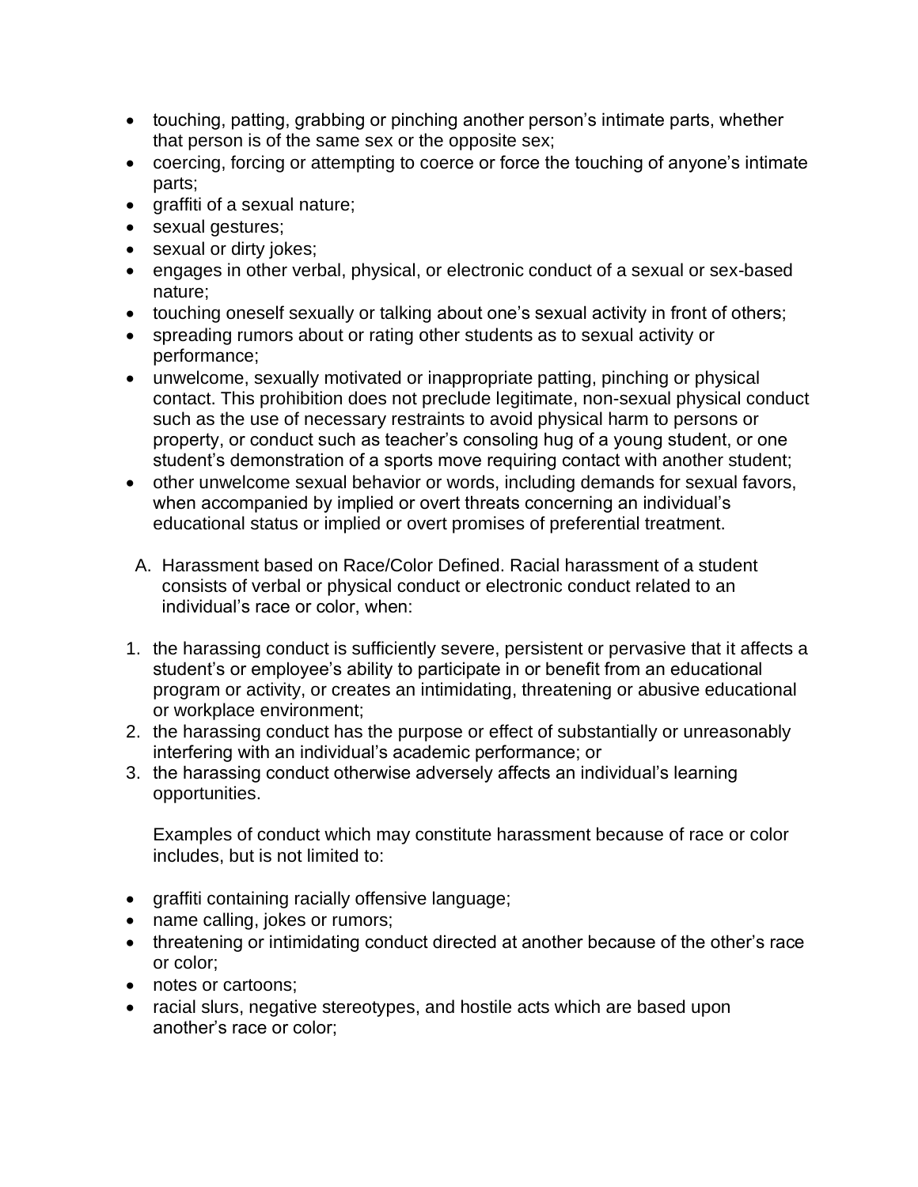- touching, patting, grabbing or pinching another person's intimate parts, whether that person is of the same sex or the opposite sex;
- coercing, forcing or attempting to coerce or force the touching of anyone's intimate parts;
- graffiti of a sexual nature;
- sexual gestures;
- sexual or dirty jokes;
- engages in other verbal, physical, or electronic conduct of a sexual or sex-based nature;
- touching oneself sexually or talking about one's sexual activity in front of others;
- spreading rumors about or rating other students as to sexual activity or performance;
- unwelcome, sexually motivated or inappropriate patting, pinching or physical contact. This prohibition does not preclude legitimate, non-sexual physical conduct such as the use of necessary restraints to avoid physical harm to persons or property, or conduct such as teacher's consoling hug of a young student, or one student's demonstration of a sports move requiring contact with another student;
- other unwelcome sexual behavior or words, including demands for sexual favors, when accompanied by implied or overt threats concerning an individual's educational status or implied or overt promises of preferential treatment.

A. Harassment based on Race/Color Defined. Racial harassment of a student consists of verbal or physical conduct or electronic conduct related to an individual's race or color, when:

1. the harassing conduct is sufficiently severe, persistent or pervasive that it affects a student's or employee's ability to participate in or benefit from an educational program or activity, or creates an intimidating, threatening or abusive educational or workplace environment;
2. the harassing conduct has the purpose or effect of substantially or unreasonably interfering with an individual's academic performance; or
3. the harassing conduct otherwise adversely affects an individual's learning opportunities.

Examples of conduct which may constitute harassment because of race or color includes, but is not limited to:

- graffiti containing racially offensive language;
- name calling, jokes or rumors;
- threatening or intimidating conduct directed at another because of the other's race or color;
- notes or cartoons;
- racial slurs, negative stereotypes, and hostile acts which are based upon another's race or color;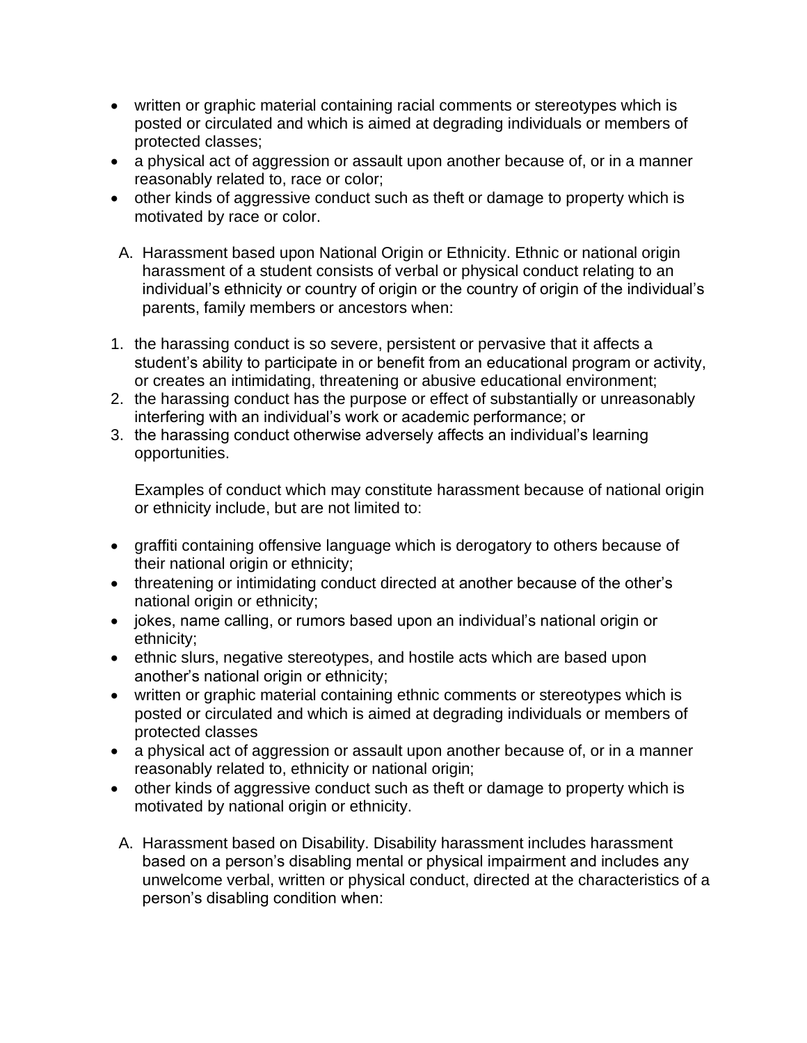- written or graphic material containing racial comments or stereotypes which is posted or circulated and which is aimed at degrading individuals or members of protected classes;
- a physical act of aggression or assault upon another because of, or in a manner reasonably related to, race or color;
- other kinds of aggressive conduct such as theft or damage to property which is motivated by race or color.

A. Harassment based upon National Origin or Ethnicity. Ethnic or national origin harassment of a student consists of verbal or physical conduct relating to an individual's ethnicity or country of origin or the country of origin of the individual's parents, family members or ancestors when:

1. the harassing conduct is so severe, persistent or pervasive that it affects a student's ability to participate in or benefit from an educational program or activity, or creates an intimidating, threatening or abusive educational environment;
2. the harassing conduct has the purpose or effect of substantially or unreasonably interfering with an individual's work or academic performance; or
3. the harassing conduct otherwise adversely affects an individual's learning opportunities.

Examples of conduct which may constitute harassment because of national origin or ethnicity include, but are not limited to:

- graffiti containing offensive language which is derogatory to others because of their national origin or ethnicity;
- threatening or intimidating conduct directed at another because of the other's national origin or ethnicity;
- jokes, name calling, or rumors based upon an individual's national origin or ethnicity;
- ethnic slurs, negative stereotypes, and hostile acts which are based upon another's national origin or ethnicity;
- written or graphic material containing ethnic comments or stereotypes which is posted or circulated and which is aimed at degrading individuals or members of protected classes
- a physical act of aggression or assault upon another because of, or in a manner reasonably related to, ethnicity or national origin;
- other kinds of aggressive conduct such as theft or damage to property which is motivated by national origin or ethnicity.

A. Harassment based on Disability. Disability harassment includes harassment based on a person's disabling mental or physical impairment and includes any unwelcome verbal, written or physical conduct, directed at the characteristics of a person's disabling condition when: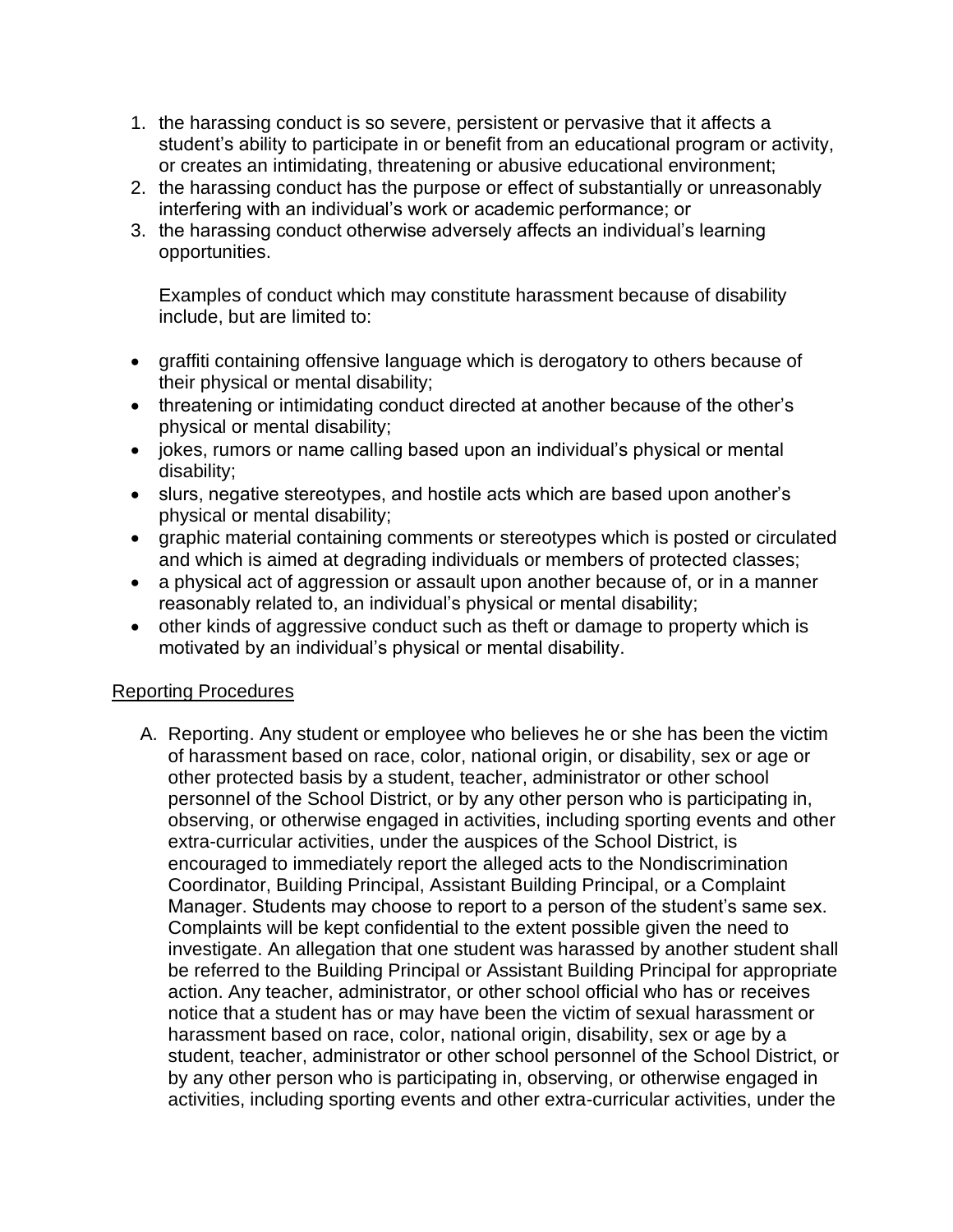1. the harassing conduct is so severe, persistent or pervasive that it affects a student's ability to participate in or benefit from an educational program or activity, or creates an intimidating, threatening or abusive educational environment;
2. the harassing conduct has the purpose or effect of substantially or unreasonably interfering with an individual's work or academic performance; or
3. the harassing conduct otherwise adversely affects an individual's learning opportunities.

   Examples of conduct which may constitute harassment because of disability include, but are limited to:

- graffiti containing offensive language which is derogatory to others because of their physical or mental disability;
- threatening or intimidating conduct directed at another because of the other's physical or mental disability;
- jokes, rumors or name calling based upon an individual's physical or mental disability;
- slurs, negative stereotypes, and hostile acts which are based upon another's physical or mental disability;
- graphic material containing comments or stereotypes which is posted or circulated and which is aimed at degrading individuals or members of protected classes;
- a physical act of aggression or assault upon another because of, or in a manner reasonably related to, an individual's physical or mental disability;
- other kinds of aggressive conduct such as theft or damage to property which is motivated by an individual's physical or mental disability.

<u>Reporting Procedures</u>

A. Reporting. Any student or employee who believes he or she has been the victim of harassment based on race, color, national origin, or disability, sex or age or other protected basis by a student, teacher, administrator or other school personnel of the School District, or by any other person who is participating in, observing, or otherwise engaged in activities, including sporting events and other extra-curricular activities, under the auspices of the School District, is encouraged to immediately report the alleged acts to the Nondiscrimination Coordinator, Building Principal, Assistant Building Principal, or a Complaint Manager. Students may choose to report to a person of the student's same sex. Complaints will be kept confidential to the extent possible given the need to investigate. An allegation that one student was harassed by another student shall be referred to the Building Principal or Assistant Building Principal for appropriate action. Any teacher, administrator, or other school official who has or receives notice that a student has or may have been the victim of sexual harassment or harassment based on race, color, national origin, disability, sex or age by a student, teacher, administrator or other school personnel of the School District, or by any other person who is participating in, observing, or otherwise engaged in activities, including sporting events and other extra-curricular activities, under the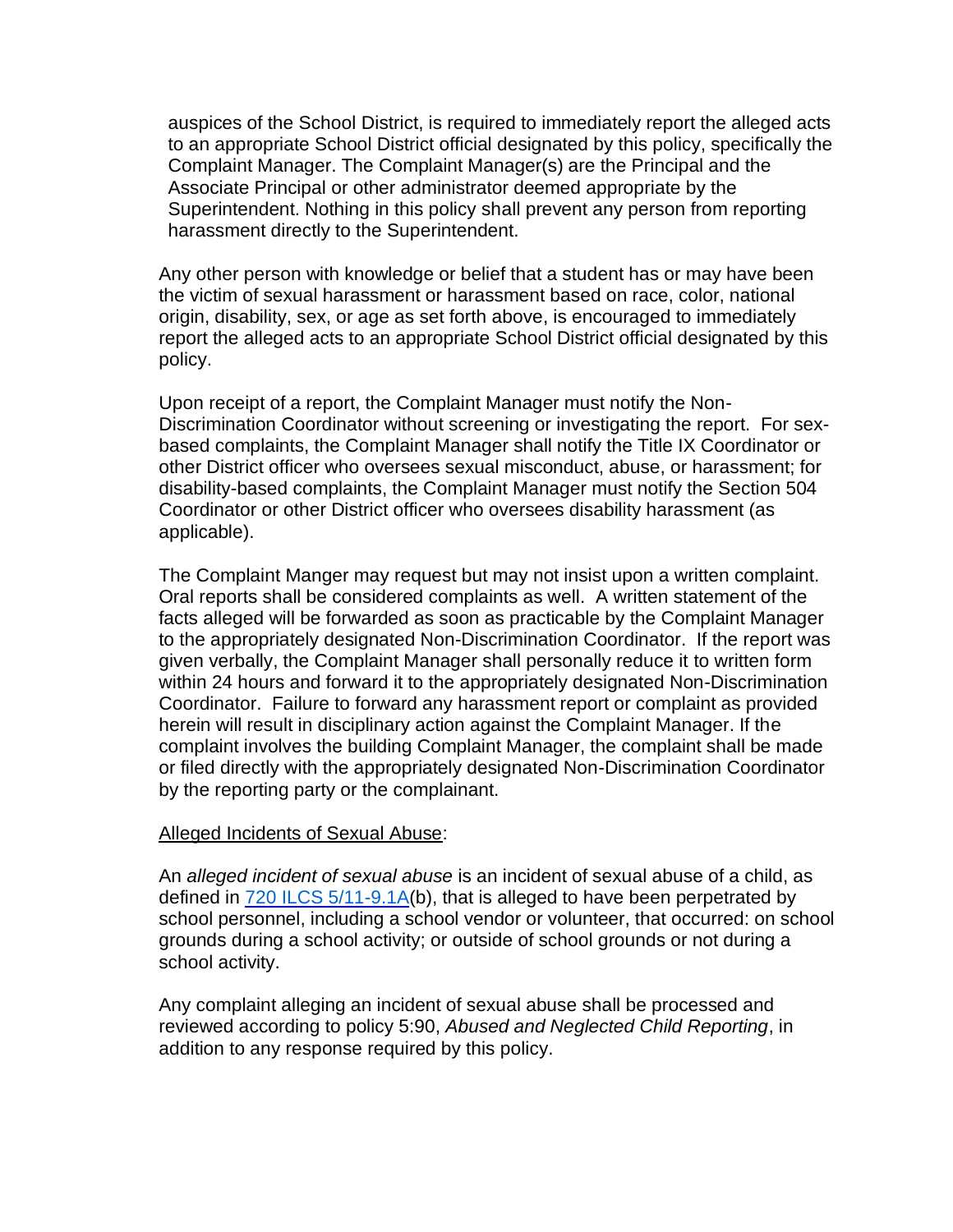auspices of the School District, is required to immediately report the alleged acts to an appropriate School District official designated by this policy, specifically the Complaint Manager. The Complaint Manager(s) are the Principal and the Associate Principal or other administrator deemed appropriate by the Superintendent. Nothing in this policy shall prevent any person from reporting harassment directly to the Superintendent.

Any other person with knowledge or belief that a student has or may have been the victim of sexual harassment or harassment based on race, color, national origin, disability, sex, or age as set forth above, is encouraged to immediately report the alleged acts to an appropriate School District official designated by this policy.

Upon receipt of a report, the Complaint Manager must notify the Non-Discrimination Coordinator without screening or investigating the report. For sex-based complaints, the Complaint Manager shall notify the Title IX Coordinator or other District officer who oversees sexual misconduct, abuse, or harassment; for disability-based complaints, the Complaint Manager must notify the Section 504 Coordinator or other District officer who oversees disability harassment (as applicable).

The Complaint Manger may request but may not insist upon a written complaint. Oral reports shall be considered complaints as well. A written statement of the facts alleged will be forwarded as soon as practicable by the Complaint Manager to the appropriately designated Non-Discrimination Coordinator. If the report was given verbally, the Complaint Manager shall personally reduce it to written form within 24 hours and forward it to the appropriately designated Non-Discrimination Coordinator. Failure to forward any harassment report or complaint as provided herein will result in disciplinary action against the Complaint Manager. If the complaint involves the building Complaint Manager, the complaint shall be made or filed directly with the appropriately designated Non-Discrimination Coordinator by the reporting party or the complainant.

<u>Alleged Incidents of Sexual Abuse</u>:

An *alleged incident of sexual abuse* is an incident of sexual abuse of a child, as defined in 720 ILCS 5/11-9.1A(b), that is alleged to have been perpetrated by school personnel, including a school vendor or volunteer, that occurred: on school grounds during a school activity; or outside of school grounds or not during a school activity.

Any complaint alleging an incident of sexual abuse shall be processed and reviewed according to policy 5:90, *Abused and Neglected Child Reporting*, in addition to any response required by this policy.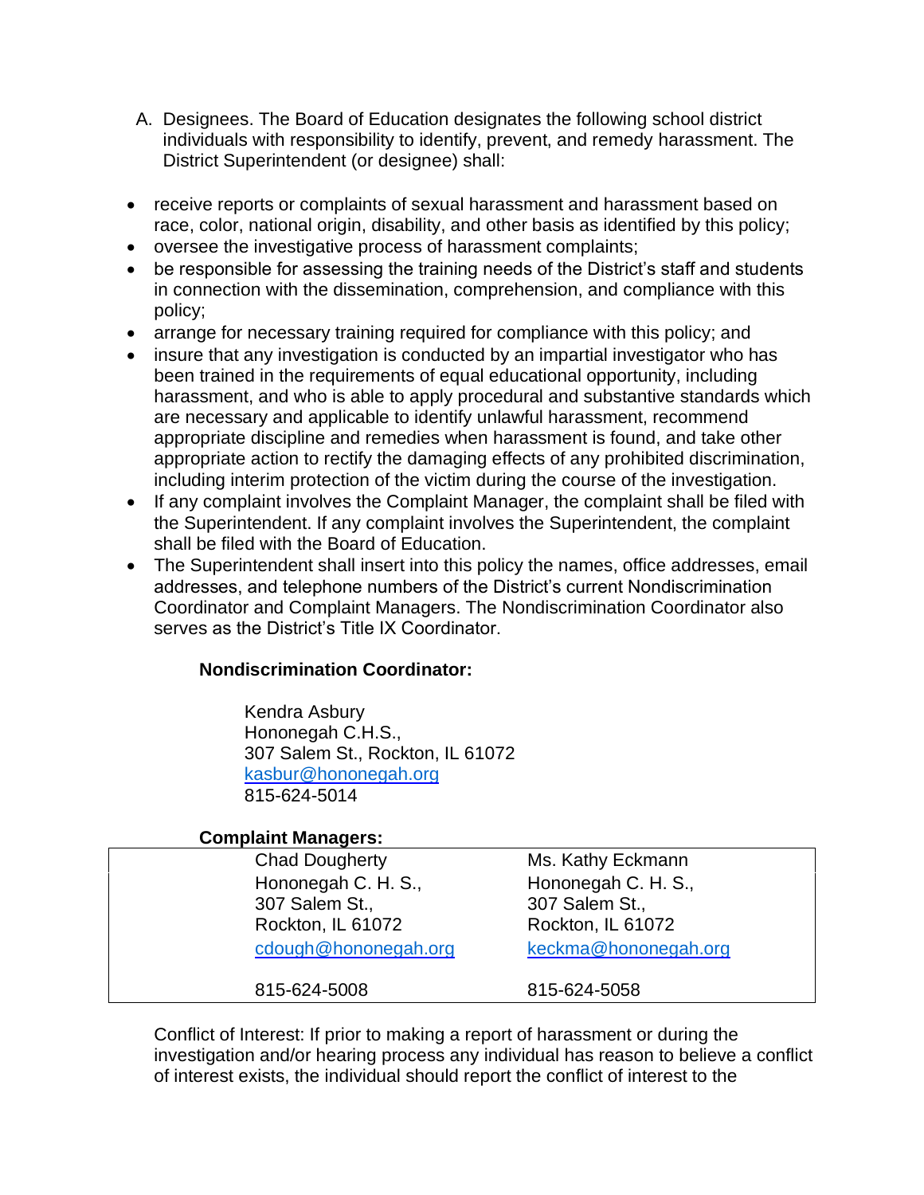A. Designees. The Board of Education designates the following school district individuals with responsibility to identify, prevent, and remedy harassment. The District Superintendent (or designee) shall:

- receive reports or complaints of sexual harassment and harassment based on race, color, national origin, disability, and other basis as identified by this policy;
- oversee the investigative process of harassment complaints;
- be responsible for assessing the training needs of the District's staff and students in connection with the dissemination, comprehension, and compliance with this policy;
- arrange for necessary training required for compliance with this policy; and
- insure that any investigation is conducted by an impartial investigator who has been trained in the requirements of equal educational opportunity, including harassment, and who is able to apply procedural and substantive standards which are necessary and applicable to identify unlawful harassment, recommend appropriate discipline and remedies when harassment is found, and take other appropriate action to rectify the damaging effects of any prohibited discrimination, including interim protection of the victim during the course of the investigation.
- If any complaint involves the Complaint Manager, the complaint shall be filed with the Superintendent. If any complaint involves the Superintendent, the complaint shall be filed with the Board of Education.
- The Superintendent shall insert into this policy the names, office addresses, email addresses, and telephone numbers of the District's current Nondiscrimination Coordinator and Complaint Managers. The Nondiscrimination Coordinator also serves as the District's Title IX Coordinator.

**Nondiscrimination Coordinator:**

Kendra Asbury
Hononegah C.H.S.,
307 Salem St., Rockton, IL 61072
kasbur@hononegah.org
815-624-5014

**Complaint Managers:**

| Chad Dougherty | Ms. Kathy Eckmann |
|---|---|
| Hononegah C. H. S.,<br>307 Salem St.,<br>Rockton, IL 61072 | Hononegah C. H. S.,<br>307 Salem St.,<br>Rockton, IL 61072 |
| cdough@hononegah.org | keckma@hononegah.org |
| 815-624-5008 | 815-624-5058 |

Conflict of Interest: If prior to making a report of harassment or during the investigation and/or hearing process any individual has reason to believe a conflict of interest exists, the individual should report the conflict of interest to the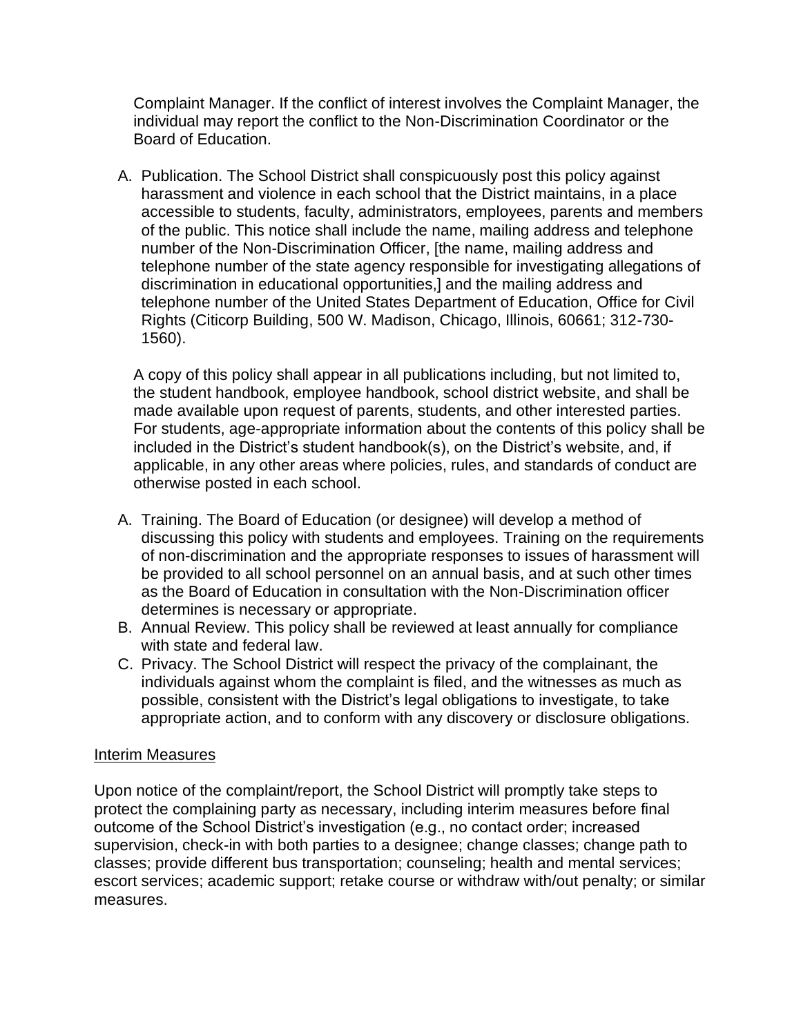Complaint Manager. If the conflict of interest involves the Complaint Manager, the individual may report the conflict to the Non-Discrimination Coordinator or the Board of Education.

A. Publication. The School District shall conspicuously post this policy against harassment and violence in each school that the District maintains, in a place accessible to students, faculty, administrators, employees, parents and members of the public. This notice shall include the name, mailing address and telephone number of the Non-Discrimination Officer, [the name, mailing address and telephone number of the state agency responsible for investigating allegations of discrimination in educational opportunities,] and the mailing address and telephone number of the United States Department of Education, Office for Civil Rights (Citicorp Building, 500 W. Madison, Chicago, Illinois, 60661; 312-730-1560).

   A copy of this policy shall appear in all publications including, but not limited to, the student handbook, employee handbook, school district website, and shall be made available upon request of parents, students, and other interested parties. For students, age-appropriate information about the contents of this policy shall be included in the District's student handbook(s), on the District's website, and, if applicable, in any other areas where policies, rules, and standards of conduct are otherwise posted in each school.

A. Training. The Board of Education (or designee) will develop a method of discussing this policy with students and employees. Training on the requirements of non-discrimination and the appropriate responses to issues of harassment will be provided to all school personnel on an annual basis, and at such other times as the Board of Education in consultation with the Non-Discrimination officer determines is necessary or appropriate.
B. Annual Review. This policy shall be reviewed at least annually for compliance with state and federal law.
C. Privacy. The School District will respect the privacy of the complainant, the individuals against whom the complaint is filed, and the witnesses as much as possible, consistent with the District's legal obligations to investigate, to take appropriate action, and to conform with any discovery or disclosure obligations.

<u>Interim Measures</u>

Upon notice of the complaint/report, the School District will promptly take steps to protect the complaining party as necessary, including interim measures before final outcome of the School District's investigation (e.g., no contact order; increased supervision, check-in with both parties to a designee; change classes; change path to classes; provide different bus transportation; counseling; health and mental services; escort services; academic support; retake course or withdraw with/out penalty; or similar measures.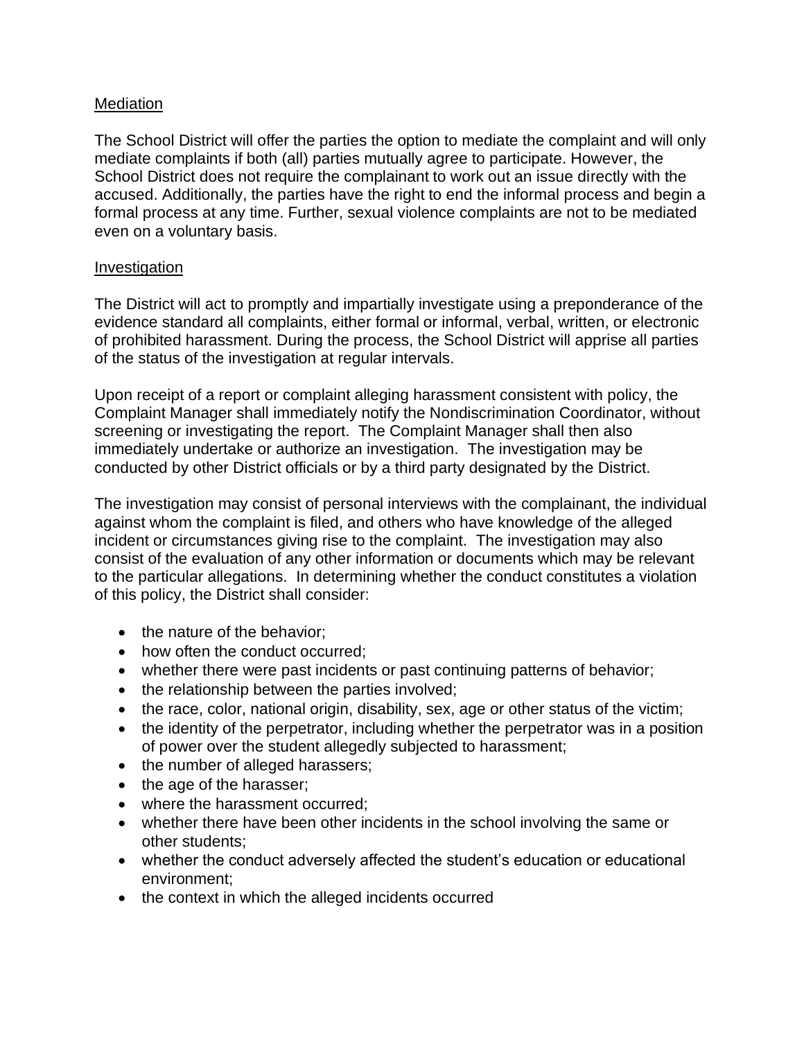<u>Mediation</u>

The School District will offer the parties the option to mediate the complaint and will only mediate complaints if both (all) parties mutually agree to participate. However, the School District does not require the complainant to work out an issue directly with the accused. Additionally, the parties have the right to end the informal process and begin a formal process at any time. Further, sexual violence complaints are not to be mediated even on a voluntary basis.

<u>Investigation</u>

The District will act to promptly and impartially investigate using a preponderance of the evidence standard all complaints, either formal or informal, verbal, written, or electronic of prohibited harassment. During the process, the School District will apprise all parties of the status of the investigation at regular intervals.

Upon receipt of a report or complaint alleging harassment consistent with policy, the Complaint Manager shall immediately notify the Nondiscrimination Coordinator, without screening or investigating the report. The Complaint Manager shall then also immediately undertake or authorize an investigation. The investigation may be conducted by other District officials or by a third party designated by the District.

The investigation may consist of personal interviews with the complainant, the individual against whom the complaint is filed, and others who have knowledge of the alleged incident or circumstances giving rise to the complaint. The investigation may also consist of the evaluation of any other information or documents which may be relevant to the particular allegations. In determining whether the conduct constitutes a violation of this policy, the District shall consider:

- the nature of the behavior;
- how often the conduct occurred;
- whether there were past incidents or past continuing patterns of behavior;
- the relationship between the parties involved;
- the race, color, national origin, disability, sex, age or other status of the victim;
- the identity of the perpetrator, including whether the perpetrator was in a position of power over the student allegedly subjected to harassment;
- the number of alleged harassers;
- the age of the harasser;
- where the harassment occurred;
- whether there have been other incidents in the school involving the same or other students;
- whether the conduct adversely affected the student's education or educational environment;
- the context in which the alleged incidents occurred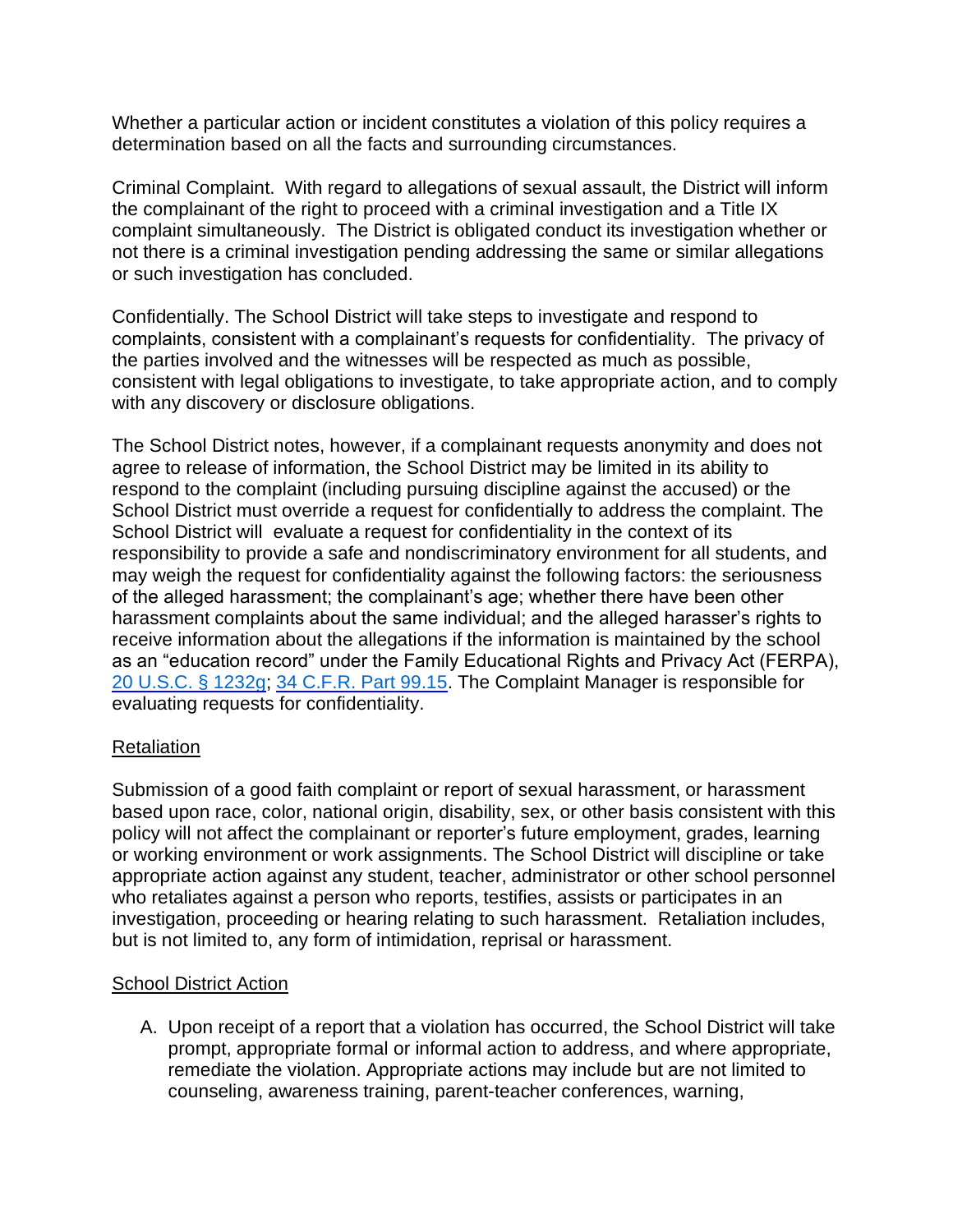Whether a particular action or incident constitutes a violation of this policy requires a determination based on all the facts and surrounding circumstances.

Criminal Complaint. With regard to allegations of sexual assault, the District will inform the complainant of the right to proceed with a criminal investigation and a Title IX complaint simultaneously. The District is obligated conduct its investigation whether or not there is a criminal investigation pending addressing the same or similar allegations or such investigation has concluded.

Confidentially. The School District will take steps to investigate and respond to complaints, consistent with a complainant's requests for confidentiality. The privacy of the parties involved and the witnesses will be respected as much as possible, consistent with legal obligations to investigate, to take appropriate action, and to comply with any discovery or disclosure obligations.

The School District notes, however, if a complainant requests anonymity and does not agree to release of information, the School District may be limited in its ability to respond to the complaint (including pursuing discipline against the accused) or the School District must override a request for confidentially to address the complaint. The School District will evaluate a request for confidentiality in the context of its responsibility to provide a safe and nondiscriminatory environment for all students, and may weigh the request for confidentiality against the following factors: the seriousness of the alleged harassment; the complainant's age; whether there have been other harassment complaints about the same individual; and the alleged harasser's rights to receive information about the allegations if the information is maintained by the school as an "education record" under the Family Educational Rights and Privacy Act (FERPA), 20 U.S.C. § 1232g; 34 C.F.R. Part 99.15. The Complaint Manager is responsible for evaluating requests for confidentiality.

## Retaliation

Submission of a good faith complaint or report of sexual harassment, or harassment based upon race, color, national origin, disability, sex, or other basis consistent with this policy will not affect the complainant or reporter's future employment, grades, learning or working environment or work assignments. The School District will discipline or take appropriate action against any student, teacher, administrator or other school personnel who retaliates against a person who reports, testifies, assists or participates in an investigation, proceeding or hearing relating to such harassment. Retaliation includes, but is not limited to, any form of intimidation, reprisal or harassment.

## School District Action

A. Upon receipt of a report that a violation has occurred, the School District will take prompt, appropriate formal or informal action to address, and where appropriate, remediate the violation. Appropriate actions may include but are not limited to counseling, awareness training, parent-teacher conferences, warning,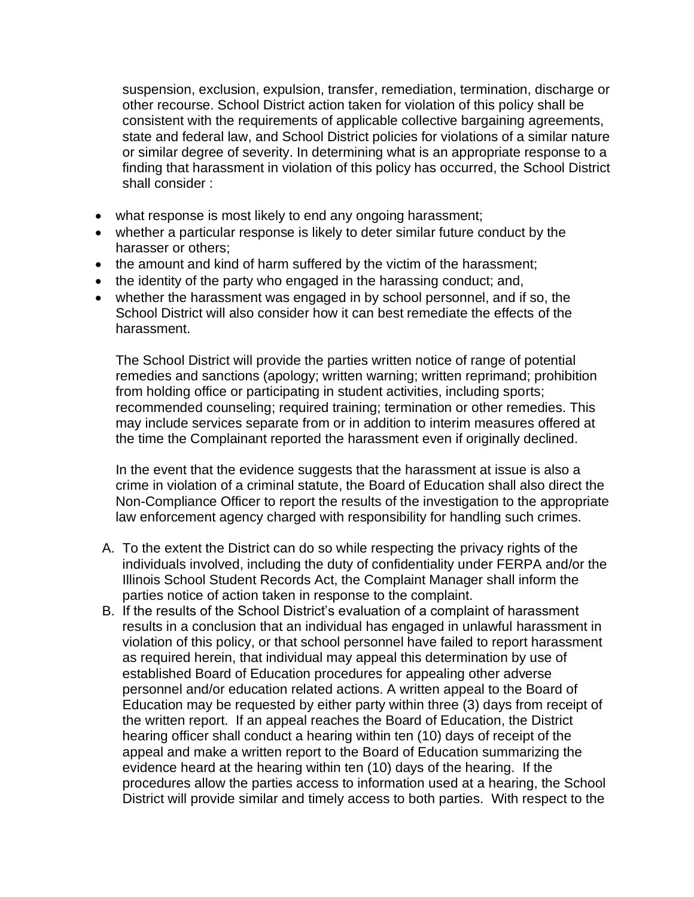suspension, exclusion, expulsion, transfer, remediation, termination, discharge or other recourse. School District action taken for violation of this policy shall be consistent with the requirements of applicable collective bargaining agreements, state and federal law, and School District policies for violations of a similar nature or similar degree of severity. In determining what is an appropriate response to a finding that harassment in violation of this policy has occurred, the School District shall consider :

- what response is most likely to end any ongoing harassment;
- whether a particular response is likely to deter similar future conduct by the harasser or others;
- the amount and kind of harm suffered by the victim of the harassment;
- the identity of the party who engaged in the harassing conduct; and,
- whether the harassment was engaged in by school personnel, and if so, the School District will also consider how it can best remediate the effects of the harassment.

The School District will provide the parties written notice of range of potential remedies and sanctions (apology; written warning; written reprimand; prohibition from holding office or participating in student activities, including sports; recommended counseling; required training; termination or other remedies. This may include services separate from or in addition to interim measures offered at the time the Complainant reported the harassment even if originally declined.

In the event that the evidence suggests that the harassment at issue is also a crime in violation of a criminal statute, the Board of Education shall also direct the Non-Compliance Officer to report the results of the investigation to the appropriate law enforcement agency charged with responsibility for handling such crimes.

A. To the extent the District can do so while respecting the privacy rights of the individuals involved, including the duty of confidentiality under FERPA and/or the Illinois School Student Records Act, the Complaint Manager shall inform the parties notice of action taken in response to the complaint.
B. If the results of the School District's evaluation of a complaint of harassment results in a conclusion that an individual has engaged in unlawful harassment in violation of this policy, or that school personnel have failed to report harassment as required herein, that individual may appeal this determination by use of established Board of Education procedures for appealing other adverse personnel and/or education related actions. A written appeal to the Board of Education may be requested by either party within three (3) days from receipt of the written report. If an appeal reaches the Board of Education, the District hearing officer shall conduct a hearing within ten (10) days of receipt of the appeal and make a written report to the Board of Education summarizing the evidence heard at the hearing within ten (10) days of the hearing. If the procedures allow the parties access to information used at a hearing, the School District will provide similar and timely access to both parties. With respect to the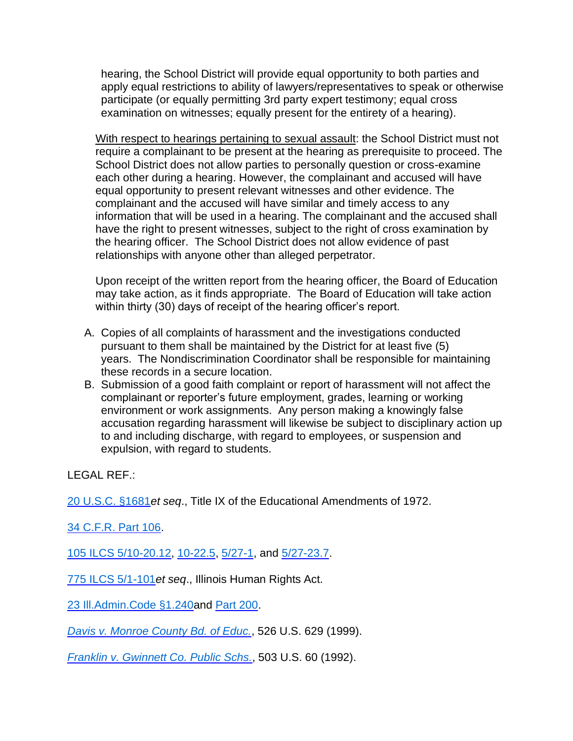hearing, the School District will provide equal opportunity to both parties and apply equal restrictions to ability of lawyers/representatives to speak or otherwise participate (or equally permitting 3rd party expert testimony; equal cross examination on witnesses; equally present for the entirety of a hearing).

<u>With respect to hearings pertaining to sexual assault</u>: the School District must not require a complainant to be present at the hearing as prerequisite to proceed. The School District does not allow parties to personally question or cross-examine each other during a hearing. However, the complainant and accused will have equal opportunity to present relevant witnesses and other evidence. The complainant and the accused will have similar and timely access to any information that will be used in a hearing. The complainant and the accused shall have the right to present witnesses, subject to the right of cross examination by the hearing officer. The School District does not allow evidence of past relationships with anyone other than alleged perpetrator.

Upon receipt of the written report from the hearing officer, the Board of Education may take action, as it finds appropriate. The Board of Education will take action within thirty (30) days of receipt of the hearing officer's report.

A. Copies of all complaints of harassment and the investigations conducted pursuant to them shall be maintained by the District for at least five (5) years. The Nondiscrimination Coordinator shall be responsible for maintaining these records in a secure location.
B. Submission of a good faith complaint or report of harassment will not affect the complainant or reporter's future employment, grades, learning or working environment or work assignments. Any person making a knowingly false accusation regarding harassment will likewise be subject to disciplinary action up to and including discharge, with regard to employees, or suspension and expulsion, with regard to students.

LEGAL REF.:

20 U.S.C. §1681*et seq*., Title IX of the Educational Amendments of 1972.

34 C.F.R. Part 106.

105 ILCS 5/10-20.12, 10-22.5, 5/27-1, and 5/27-23.7.

775 ILCS 5/1-101*et seq*., Illinois Human Rights Act.

23 Ill.Admin.Code §1.240and Part 200.

*Davis v. Monroe County Bd. of Educ.*, 526 U.S. 629 (1999).

*Franklin v. Gwinnett Co. Public Schs.*, 503 U.S. 60 (1992).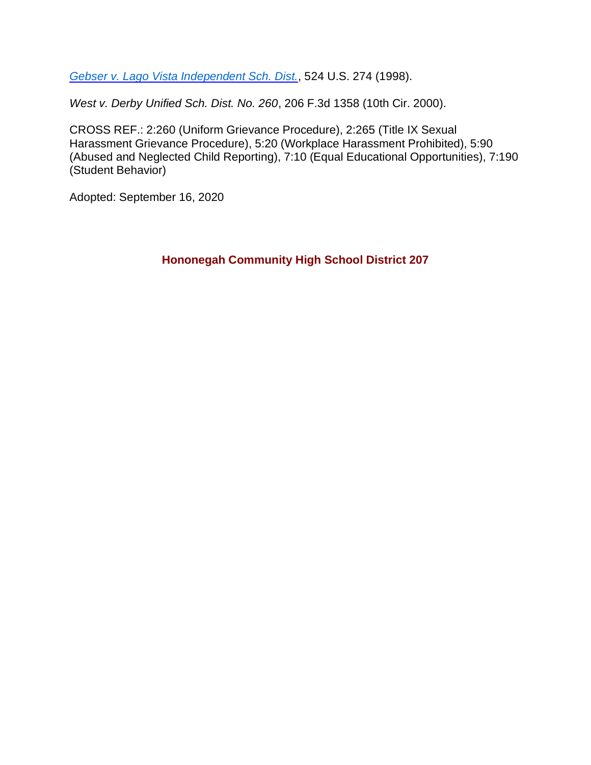[*Gebser v. Lago Vista Independent Sch. Dist.*], 524 U.S. 274 (1998).

*West v. Derby Unified Sch. Dist. No. 260*, 206 F.3d 1358 (10th Cir. 2000).

CROSS REF.: 2:260 (Uniform Grievance Procedure), 2:265 (Title IX Sexual Harassment Grievance Procedure), 5:20 (Workplace Harassment Prohibited), 5:90 (Abused and Neglected Child Reporting), 7:10 (Equal Educational Opportunities), 7:190 (Student Behavior)

Adopted: September 16, 2020

**Hononegah Community High School District 207**